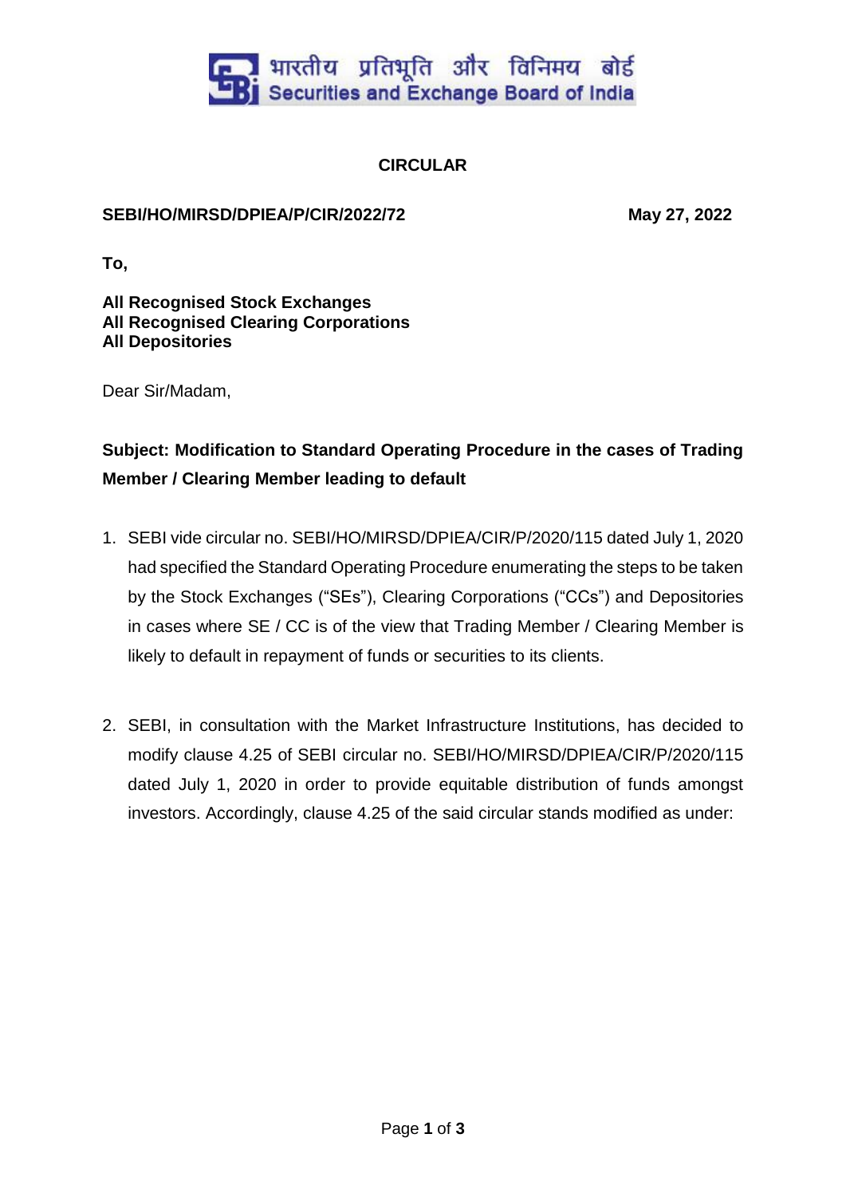भारतीय प्रतिभूति और विनिमय बोर्ड
Securities and Exchange Board of India

**CIRCULAR**

**SEBI/HO/MIRSD/DPIEA/P/CIR/2022/72** **May 27, 2022**

**To,**

**All Recognised Stock Exchanges**
**All Recognised Clearing Corporations**
**All Depositories**

Dear Sir/Madam,

**Subject: Modification to Standard Operating Procedure in the cases of Trading Member / Clearing Member leading to default**

1. SEBI vide circular no. SEBI/HO/MIRSD/DPIEA/CIR/P/2020/115 dated July 1, 2020 had specified the Standard Operating Procedure enumerating the steps to be taken by the Stock Exchanges ("SEs"), Clearing Corporations ("CCs") and Depositories in cases where SE / CC is of the view that Trading Member / Clearing Member is likely to default in repayment of funds or securities to its clients.

2. SEBI, in consultation with the Market Infrastructure Institutions, has decided to modify clause 4.25 of SEBI circular no. SEBI/HO/MIRSD/DPIEA/CIR/P/2020/115 dated July 1, 2020 in order to provide equitable distribution of funds amongst investors. Accordingly, clause 4.25 of the said circular stands modified as under: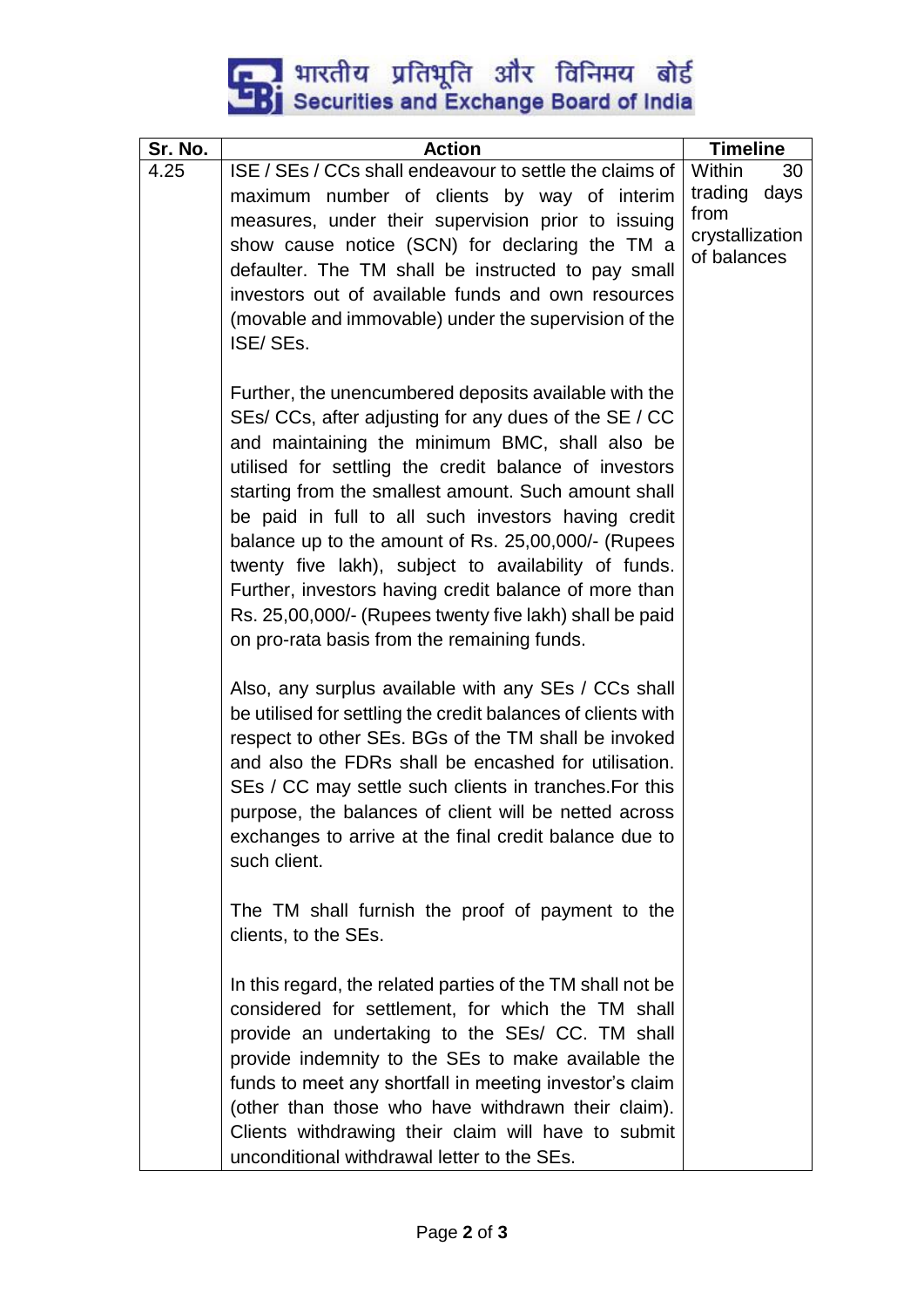| Sr. No. | Action | Timeline |
|---|---|---|
| 4.25 | ISE / SEs / CCs shall endeavour to settle the claims of maximum number of clients by way of interim measures, under their supervision prior to issuing show cause notice (SCN) for declaring the TM a defaulter. The TM shall be instructed to pay small investors out of available funds and own resources (movable and immovable) under the supervision of the ISE/ SEs.<br><br>Further, the unencumbered deposits available with the SEs/ CCs, after adjusting for any dues of the SE / CC and maintaining the minimum BMC, shall also be utilised for settling the credit balance of investors starting from the smallest amount. Such amount shall be paid in full to all such investors having credit balance up to the amount of Rs. 25,00,000/- (Rupees twenty five lakh), subject to availability of funds. Further, investors having credit balance of more than Rs. 25,00,000/- (Rupees twenty five lakh) shall be paid on pro-rata basis from the remaining funds.<br><br>Also, any surplus available with any SEs / CCs shall be utilised for settling the credit balances of clients with respect to other SEs. BGs of the TM shall be invoked and also the FDRs shall be encashed for utilisation. SEs / CC may settle such clients in tranches.For this purpose, the balances of client will be netted across exchanges to arrive at the final credit balance due to such client.<br><br>The TM shall furnish the proof of payment to the clients, to the SEs.<br><br>In this regard, the related parties of the TM shall not be considered for settlement, for which the TM shall provide an undertaking to the SEs/ CC. TM shall provide indemnity to the SEs to make available the funds to meet any shortfall in meeting investor's claim (other than those who have withdrawn their claim). Clients withdrawing their claim will have to submit unconditional withdrawal letter to the SEs. | Within 30 trading days from crystallization of balances |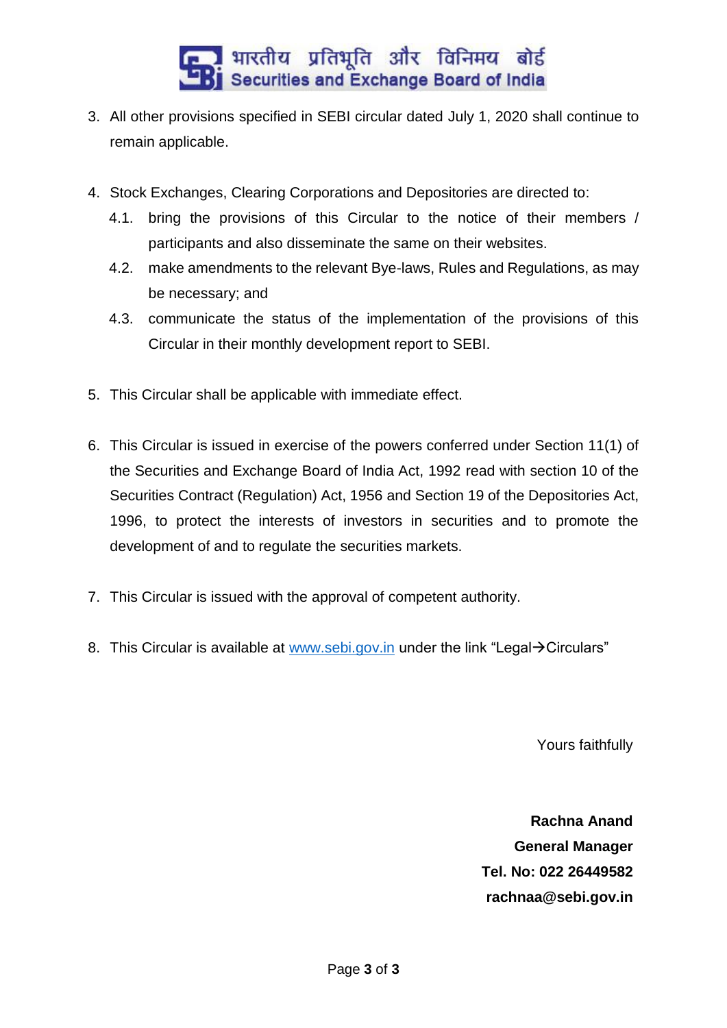3. All other provisions specified in SEBI circular dated July 1, 2020 shall continue to remain applicable.

4. Stock Exchanges, Clearing Corporations and Depositories are directed to:
   4.1. bring the provisions of this Circular to the notice of their members / participants and also disseminate the same on their websites.
   4.2. make amendments to the relevant Bye-laws, Rules and Regulations, as may be necessary; and
   4.3. communicate the status of the implementation of the provisions of this Circular in their monthly development report to SEBI.

5. This Circular shall be applicable with immediate effect.

6. This Circular is issued in exercise of the powers conferred under Section 11(1) of the Securities and Exchange Board of India Act, 1992 read with section 10 of the Securities Contract (Regulation) Act, 1956 and Section 19 of the Depositories Act, 1996, to protect the interests of investors in securities and to promote the development of and to regulate the securities markets.

7. This Circular is issued with the approval of competent authority.

8. This Circular is available at www.sebi.gov.in under the link "Legal→Circulars"

Yours faithfully

**Rachna Anand**
**General Manager**
**Tel. No: 022 26449582**
**rachnaa@sebi.gov.in**